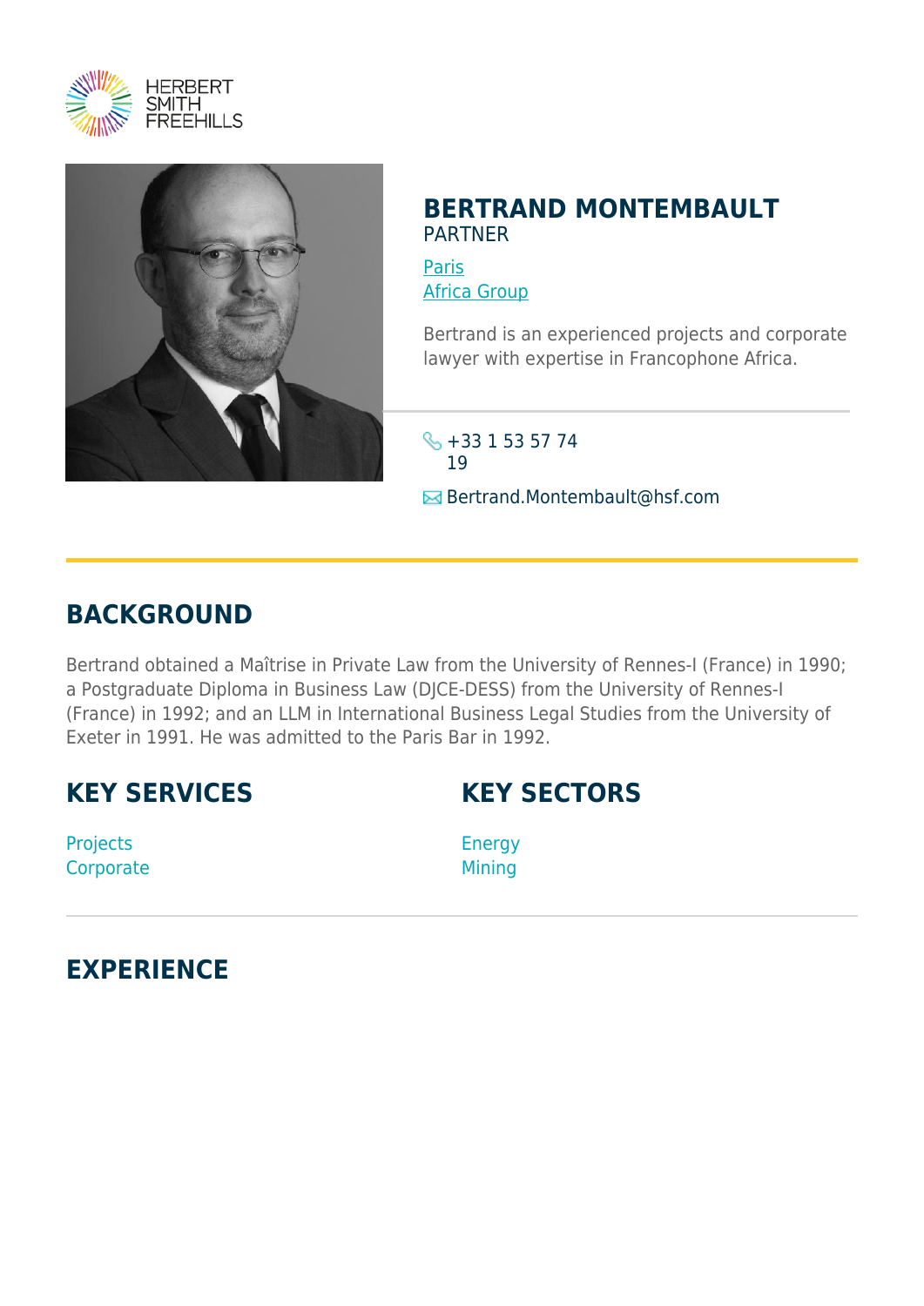# BERTRAND MONTEMBAULT

PARTNER

[Paris](#)
[Africa Group](#)

Bertrand is an experienced projects and corporate lawyer with expertise in Francophone Africa.

+33 1 53 57 74 19

Bertrand.Montembault@hsf.com

## BACKGROUND

Bertrand obtained a Maîtrise in Private Law from the University of Rennes-I (France) in 1990; a Postgraduate Diploma in Business Law (DJCE-DESS) from the University of Rennes-I (France) in 1992; and an LLM in International Business Legal Studies from the University of Exeter in 1991. He was admitted to the Paris Bar in 1992.

## KEY SERVICES

Projects
Corporate

## KEY SECTORS

Energy
Mining

## EXPERIENCE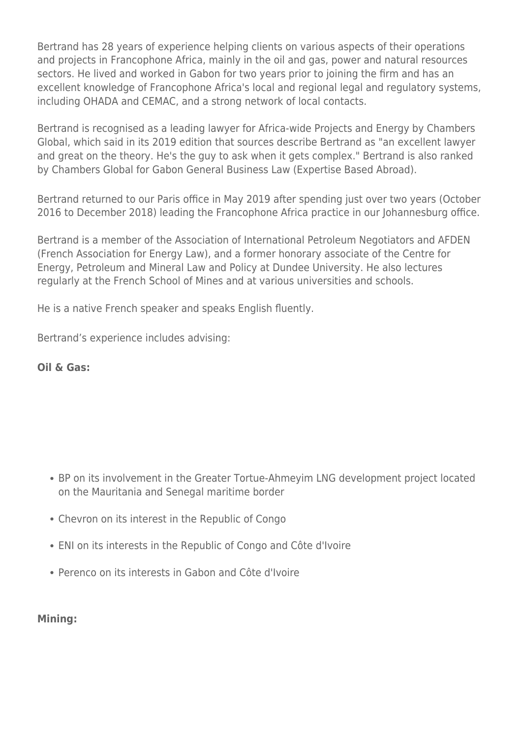Bertrand has 28 years of experience helping clients on various aspects of their operations and projects in Francophone Africa, mainly in the oil and gas, power and natural resources sectors. He lived and worked in Gabon for two years prior to joining the firm and has an excellent knowledge of Francophone Africa's local and regional legal and regulatory systems, including OHADA and CEMAC, and a strong network of local contacts.

Bertrand is recognised as a leading lawyer for Africa-wide Projects and Energy by Chambers Global, which said in its 2019 edition that sources describe Bertrand as "an excellent lawyer and great on the theory. He's the guy to ask when it gets complex." Bertrand is also ranked by Chambers Global for Gabon General Business Law (Expertise Based Abroad).

Bertrand returned to our Paris office in May 2019 after spending just over two years (October 2016 to December 2018) leading the Francophone Africa practice in our Johannesburg office.

Bertrand is a member of the Association of International Petroleum Negotiators and AFDEN (French Association for Energy Law), and a former honorary associate of the Centre for Energy, Petroleum and Mineral Law and Policy at Dundee University. He also lectures regularly at the French School of Mines and at various universities and schools.

He is a native French speaker and speaks English fluently.

Bertrand's experience includes advising:

**Oil & Gas:**

- BP on its involvement in the Greater Tortue-Ahmeyim LNG development project located on the Mauritania and Senegal maritime border
- Chevron on its interest in the Republic of Congo
- ENI on its interests in the Republic of Congo and Côte d'Ivoire
- Perenco on its interests in Gabon and Côte d'Ivoire

**Mining:**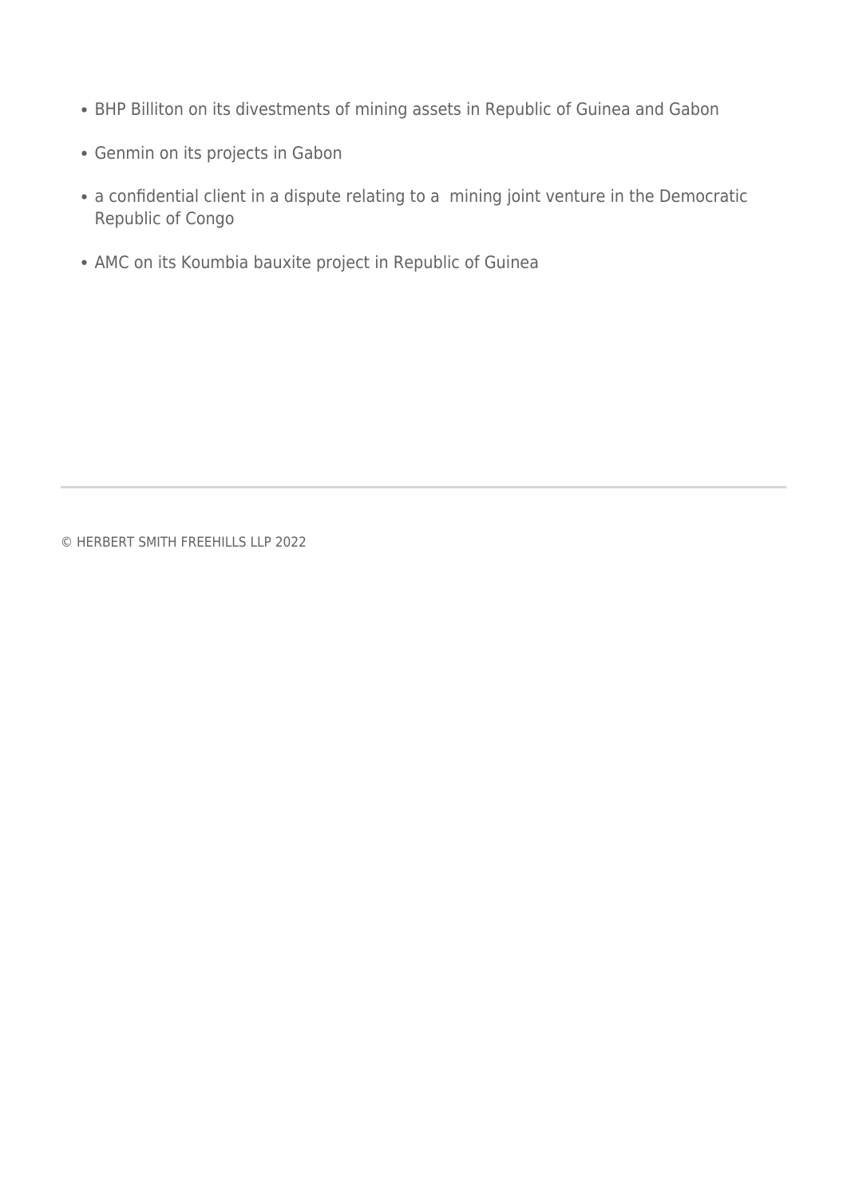- BHP Billiton on its divestments of mining assets in Republic of Guinea and Gabon
- Genmin on its projects in Gabon
- a confidential client in a dispute relating to a mining joint venture in the Democratic Republic of Congo
- AMC on its Koumbia bauxite project in Republic of Guinea

© HERBERT SMITH FREEHILLS LLP 2022